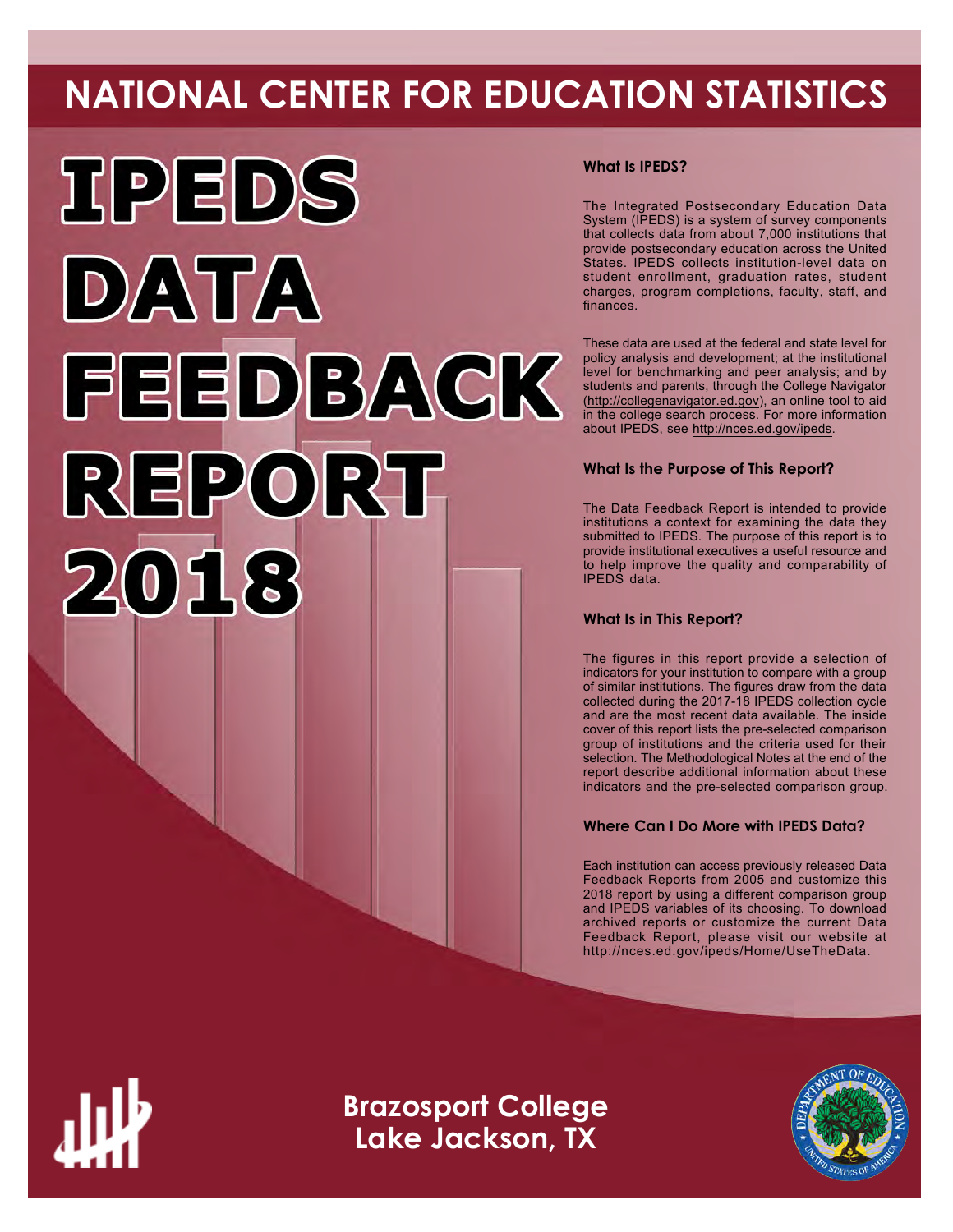# NATIONAL CENTER FOR EDUCATION STATISTICS

# IPEDS DATA FEEDBACK REPORT 2018

### What Is IPEDS?

The Integrated Postsecondary Education Data System (IPEDS) is a system of survey components that collects data from about 7,000 institutions that provide postsecondary education across the United States. IPEDS collects institution-level data on student enrollment, graduation rates, student charges, program completions, faculty, staff, and finances.

These data are used at the federal and state level for policy analysis and development; at the institutional level for benchmarking and peer analysis; and by students and parents, through the College Navigator (http://collegenavigator.ed.gov), an online tool to aid in the college search process. For more information about IPEDS, see http://nces.ed.gov/ipeds.

### What Is the Purpose of This Report?

The Data Feedback Report is intended to provide institutions a context for examining the data they submitted to IPEDS. The purpose of this report is to provide institutional executives a useful resource and to help improve the quality and comparability of IPEDS data.

### What Is in This Report?

The figures in this report provide a selection of indicators for your institution to compare with a group of similar institutions. The figures draw from the data collected during the 2017-18 IPEDS collection cycle and are the most recent data available. The inside cover of this report lists the pre-selected comparison group of institutions and the criteria used for their selection. The Methodological Notes at the end of the report describe additional information about these indicators and the pre-selected comparison group.

### Where Can I Do More with IPEDS Data?

Each institution can access previously released Data Feedback Reports from 2005 and customize this 2018 report by using a different comparison group and IPEDS variables of its choosing. To download archived reports or customize the current Data Feedback Report, please visit our website at http://nces.ed.gov/ipeds/Home/UseTheData.

**Brazosport College**
**Lake Jackson, TX**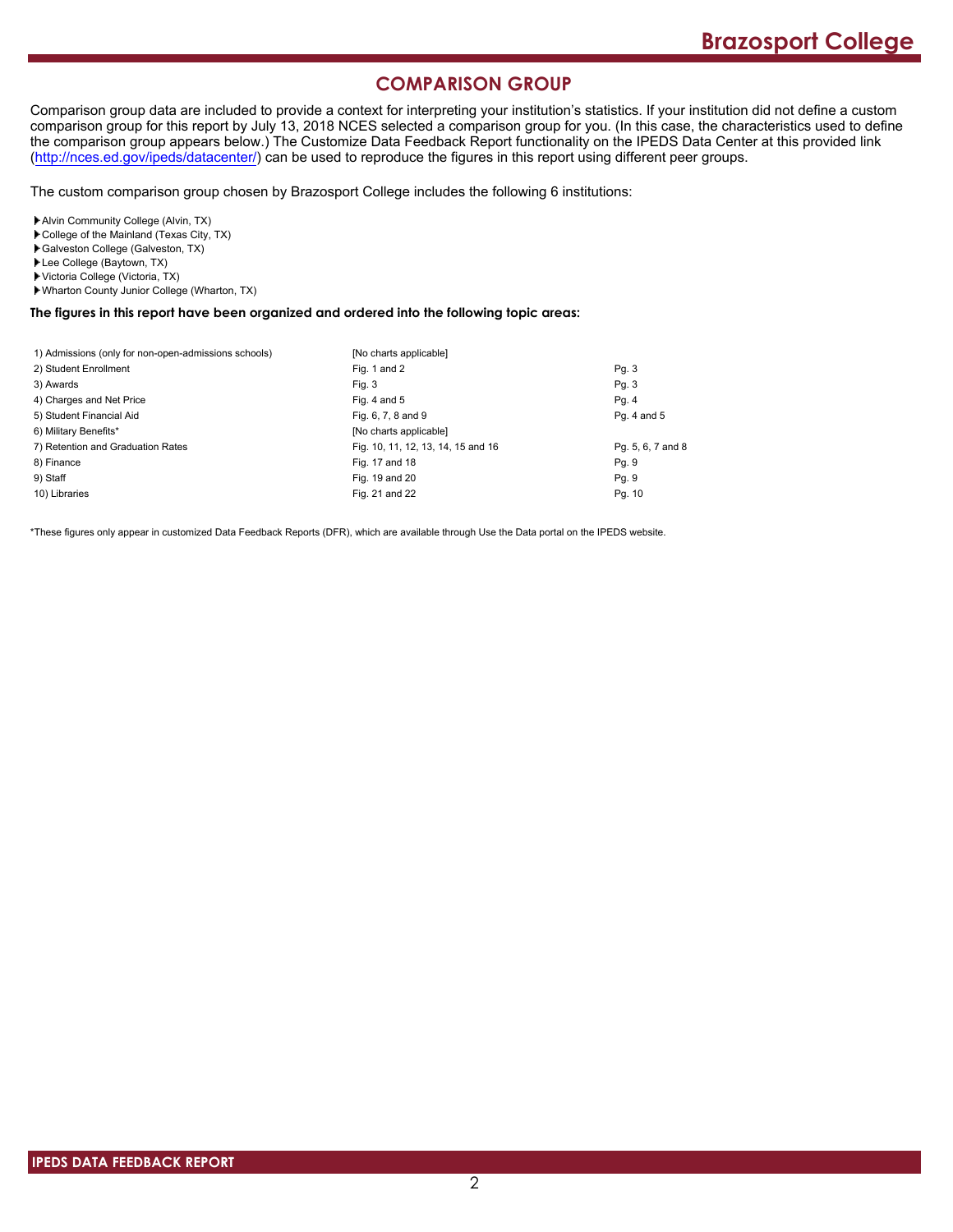## COMPARISON GROUP

Comparison group data are included to provide a context for interpreting your institution's statistics. If your institution did not define a custom comparison group for this report by July 13, 2018 NCES selected a comparison group for you. (In this case, the characteristics used to define the comparison group appears below.) The Customize Data Feedback Report functionality on the IPEDS Data Center at this provided link (http://nces.ed.gov/ipeds/datacenter/) can be used to reproduce the figures in this report using different peer groups.

The custom comparison group chosen by Brazosport College includes the following 6 institutions:

- Alvin Community College (Alvin, TX)
- College of the Mainland (Texas City, TX)
- Galveston College (Galveston, TX)
- Lee College (Baytown, TX)
- Victoria College (Victoria, TX)
- Wharton County Junior College (Wharton, TX)

**The figures in this report have been organized and ordered into the following topic areas:**

| Topic area | Figures | Pages |
|---|---|---|
| 1) Admissions (only for non-open-admissions schools) | [No charts applicable] | |
| 2) Student Enrollment | Fig. 1 and 2 | Pg. 3 |
| 3) Awards | Fig. 3 | Pg. 3 |
| 4) Charges and Net Price | Fig. 4 and 5 | Pg. 4 |
| 5) Student Financial Aid | Fig. 6, 7, 8 and 9 | Pg. 4 and 5 |
| 6) Military Benefits* | [No charts applicable] | |
| 7) Retention and Graduation Rates | Fig. 10, 11, 12, 13, 14, 15 and 16 | Pg. 5, 6, 7 and 8 |
| 8) Finance | Fig. 17 and 18 | Pg. 9 |
| 9) Staff | Fig. 19 and 20 | Pg. 9 |
| 10) Libraries | Fig. 21 and 22 | Pg. 10 |

*These figures only appear in customized Data Feedback Reports (DFR), which are available through Use the Data portal on the IPEDS website.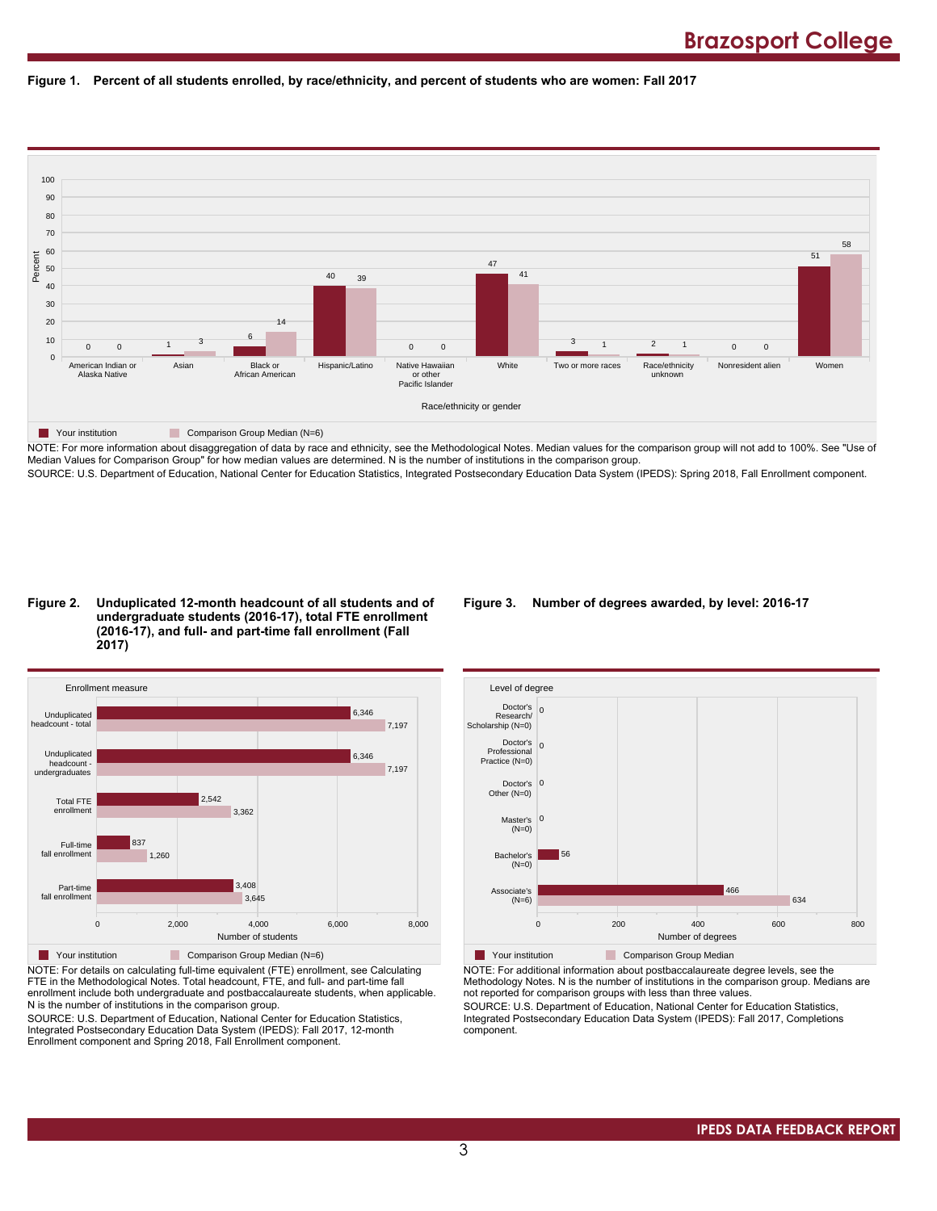**Figure 1. Percent of all students enrolled, by race/ethnicity, and percent of students who are women: Fall 2017**

| Race/ethnicity or gender | Your institution | Comparison Group Median (N=6) |
|---|---|---|
| American Indian or Alaska Native | 0 | 0 |
| Asian | 1 | 3 |
| Black or African American | 6 | 14 |
| Hispanic/Latino | 40 | 39 |
| Native Hawaiian or other Pacific Islander | 0 | 0 |
| White | 47 | 41 |
| Two or more races | 3 | 1 |
| Race/ethnicity unknown | 2 | 1 |
| Nonresident alien | 0 | 0 |
| Women | 51 | 58 |

NOTE: For more information about disaggregation of data by race and ethnicity, see the Methodological Notes. Median values for the comparison group will not add to 100%. See "Use of Median Values for Comparison Group" for how median values are determined. N is the number of institutions in the comparison group.
SOURCE: U.S. Department of Education, National Center for Education Statistics, Integrated Postsecondary Education Data System (IPEDS): Spring 2018, Fall Enrollment component.

**Figure 2. Unduplicated 12-month headcount of all students and of undergraduate students (2016-17), total FTE enrollment (2016-17), and full- and part-time fall enrollment (Fall 2017)**

| Enrollment measure | Your institution | Comparison Group Median (N=6) |
|---|---|---|
| Unduplicated headcount - total | 6,346 | 7,197 |
| Unduplicated headcount - undergraduates | 6,346 | 7,197 |
| Total FTE enrollment | 2,542 | 3,362 |
| Full-time fall enrollment | 837 | 1,260 |
| Part-time fall enrollment | 3,408 | 3,645 |

NOTE: For details on calculating full-time equivalent (FTE) enrollment, see Calculating FTE in the Methodological Notes. Total headcount, FTE, and full- and part-time fall enrollment include both undergraduate and postbaccalaureate students, when applicable. N is the number of institutions in the comparison group.
SOURCE: U.S. Department of Education, National Center for Education Statistics, Integrated Postsecondary Education Data System (IPEDS): Fall 2017, 12-month Enrollment component and Spring 2018, Fall Enrollment component.

**Figure 3. Number of degrees awarded, by level: 2016-17**

| Level of degree | Your institution | Comparison Group Median |
|---|---|---|
| Doctor's Research/ Scholarship (N=0) | 0 | |
| Doctor's Professional Practice (N=0) | 0 | |
| Doctor's Other (N=0) | 0 | |
| Master's (N=0) | 0 | |
| Bachelor's (N=0) | 56 | |
| Associate's (N=6) | 466 | 634 |

NOTE: For additional information about postbaccalaureate degree levels, see the Methodology Notes. N is the number of institutions in the comparison group. Medians are not reported for comparison groups with less than three values.
SOURCE: U.S. Department of Education, National Center for Education Statistics, Integrated Postsecondary Education Data System (IPEDS): Fall 2017, Completions component.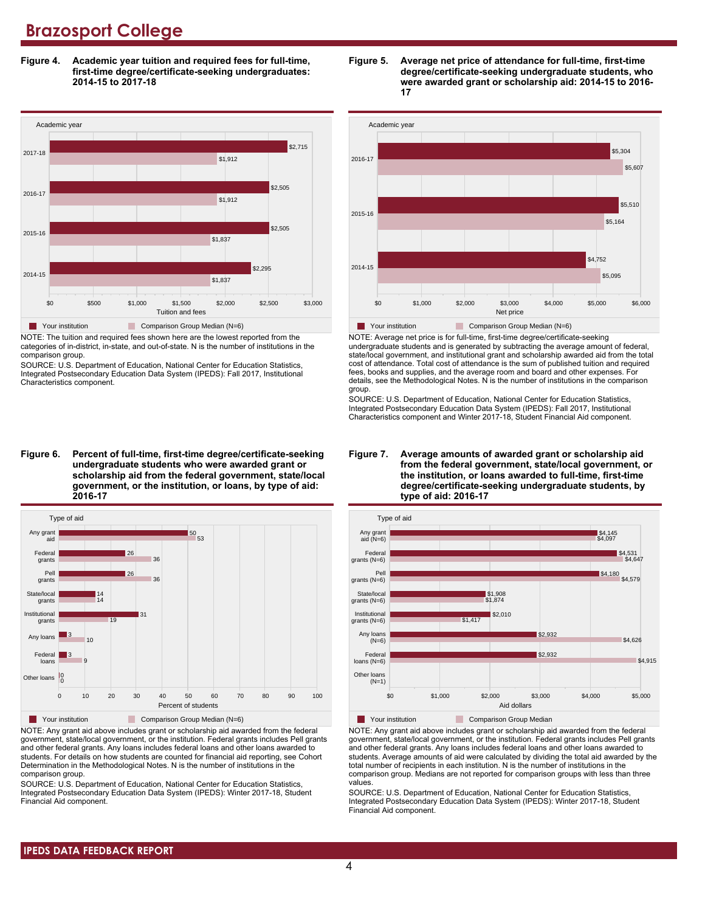# Brazosport College

**Figure 4. Academic year tuition and required fees for full-time, first-time degree/certificate-seeking undergraduates: 2014-15 to 2017-18**

| Academic year | Your institution | Comparison Group Median (N=6) |
|---|---|---|
| 2017-18 | $2,715 | $1,912 |
| 2016-17 | $2,505 | $1,912 |
| 2015-16 | $2,505 | $1,837 |
| 2014-15 | $2,295 | $1,837 |

NOTE: The tuition and required fees shown here are the lowest reported from the categories of in-district, in-state, and out-of-state. N is the number of institutions in the comparison group.

SOURCE: U.S. Department of Education, National Center for Education Statistics, Integrated Postsecondary Education Data System (IPEDS): Fall 2017, Institutional Characteristics component.

**Figure 5. Average net price of attendance for full-time, first-time degree/certificate-seeking undergraduate students, who were awarded grant or scholarship aid: 2014-15 to 2016-17**

| Academic year | Your institution | Comparison Group Median (N=6) |
|---|---|---|
| 2016-17 | $5,304 | $5,607 |
| 2015-16 | $5,510 | $5,164 |
| 2014-15 | $4,752 | $5,095 |

NOTE: Average net price is for full-time, first-time degree/certificate-seeking undergraduate students and is generated by subtracting the average amount of federal, state/local government, and institutional grant and scholarship awarded aid from the total cost of attendance. Total cost of attendance is the sum of published tuition and required fees, books and supplies, and the average room and board and other expenses. For details, see the Methodological Notes. N is the number of institutions in the comparison group.

SOURCE: U.S. Department of Education, National Center for Education Statistics, Integrated Postsecondary Education Data System (IPEDS): Fall 2017, Institutional Characteristics component and Winter 2017-18, Student Financial Aid component.

**Figure 6. Percent of full-time, first-time degree/certificate-seeking undergraduate students who were awarded grant or scholarship aid from the federal government, state/local government, or the institution, or loans, by type of aid: 2016-17**

| Type of aid | Your institution | Comparison Group Median (N=6) |
|---|---|---|
| Any grant aid | 50 | 53 |
| Federal grants | 26 | 36 |
| Pell grants | 26 | 36 |
| State/local grants | 14 | 14 |
| Institutional grants | 31 | 19 |
| Any loans | 3 | 10 |
| Federal loans | 3 | 9 |
| Other loans | 0 | 0 |

NOTE: Any grant aid above includes grant or scholarship aid awarded from the federal government, state/local government, or the institution. Federal grants includes Pell grants and other federal grants. Any loans includes federal loans and other loans awarded to students. For details on how students are counted for financial aid reporting, see Cohort Determination in the Methodological Notes. N is the number of institutions in the comparison group.

SOURCE: U.S. Department of Education, National Center for Education Statistics, Integrated Postsecondary Education Data System (IPEDS): Winter 2017-18, Student Financial Aid component.

**Figure 7. Average amounts of awarded grant or scholarship aid from the federal government, state/local government, or the institution, or loans awarded to full-time, first-time degree/certificate-seeking undergraduate students, by type of aid: 2016-17**

| Type of aid | Your institution | Comparison Group Median |
|---|---|---|
| Any grant aid (N=6) | $4,145 | $4,097 |
| Federal grants (N=6) | $4,531 | $4,647 |
| Pell grants (N=6) | $4,180 | $4,579 |
| State/local grants (N=6) | $1,908 | $1,874 |
| Institutional grants (N=6) | $2,010 | $1,417 |
| Any loans (N=6) | $2,932 | $4,626 |
| Federal loans (N=6) | $2,932 | $4,915 |
| Other loans (N=1) | | |

NOTE: Any grant aid above includes grant or scholarship aid awarded from the federal government, state/local government, or the institution. Federal grants includes Pell grants and other federal grants. Any loans includes federal loans and other loans awarded to students. Average amounts of aid were calculated by dividing the total aid awarded by the total number of recipients in each institution. N is the number of institutions in the comparison group. Medians are not reported for comparison groups with less than three values.

SOURCE: U.S. Department of Education, National Center for Education Statistics, Integrated Postsecondary Education Data System (IPEDS): Winter 2017-18, Student Financial Aid component.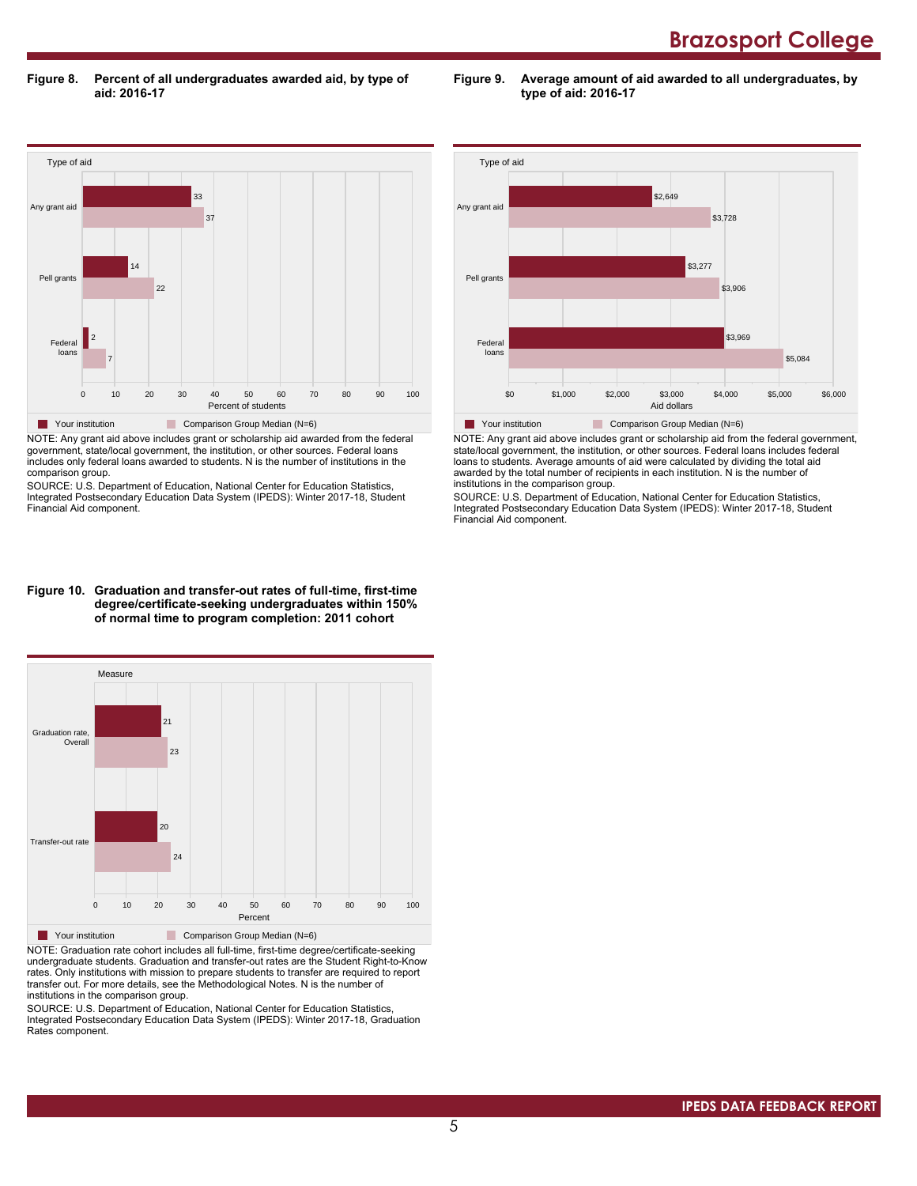**Figure 8. Percent of all undergraduates awarded aid, by type of aid: 2016-17**

| Type of aid | Your institution | Comparison Group Median (N=6) |
|---|---|---|
| Any grant aid | 33 | 37 |
| Pell grants | 14 | 22 |
| Federal loans | 2 | 7 |

Percent of students

NOTE: Any grant aid above includes grant or scholarship aid awarded from the federal government, state/local government, the institution, or other sources. Federal loans includes only federal loans awarded to students. N is the number of institutions in the comparison group.

SOURCE: U.S. Department of Education, National Center for Education Statistics, Integrated Postsecondary Education Data System (IPEDS): Winter 2017-18, Student Financial Aid component.

**Figure 9. Average amount of aid awarded to all undergraduates, by type of aid: 2016-17**

| Type of aid | Your institution | Comparison Group Median (N=6) |
|---|---|---|
| Any grant aid | $2,649 | $3,728 |
| Pell grants | $3,277 | $3,906 |
| Federal loans | $3,969 | $5,084 |

Aid dollars

NOTE: Any grant aid above includes grant or scholarship aid from the federal government, state/local government, the institution, or other sources. Federal loans includes federal loans to students. Average amounts of aid were calculated by dividing the total aid awarded by the total number of recipients in each institution. N is the number of institutions in the comparison group.

SOURCE: U.S. Department of Education, National Center for Education Statistics, Integrated Postsecondary Education Data System (IPEDS): Winter 2017-18, Student Financial Aid component.

**Figure 10. Graduation and transfer-out rates of full-time, first-time degree/certificate-seeking undergraduates within 150% of normal time to program completion: 2011 cohort**

| Measure | Your institution | Comparison Group Median (N=6) |
|---|---|---|
| Graduation rate, Overall | 21 | 23 |
| Transfer-out rate | 20 | 24 |

Percent

NOTE: Graduation rate cohort includes all full-time, first-time degree/certificate-seeking undergraduate students. Graduation and transfer-out rates are the Student Right-to-Know rates. Only institutions with mission to prepare students to transfer are required to report transfer out. For more details, see the Methodological Notes. N is the number of institutions in the comparison group.

SOURCE: U.S. Department of Education, National Center for Education Statistics, Integrated Postsecondary Education Data System (IPEDS): Winter 2017-18, Graduation Rates component.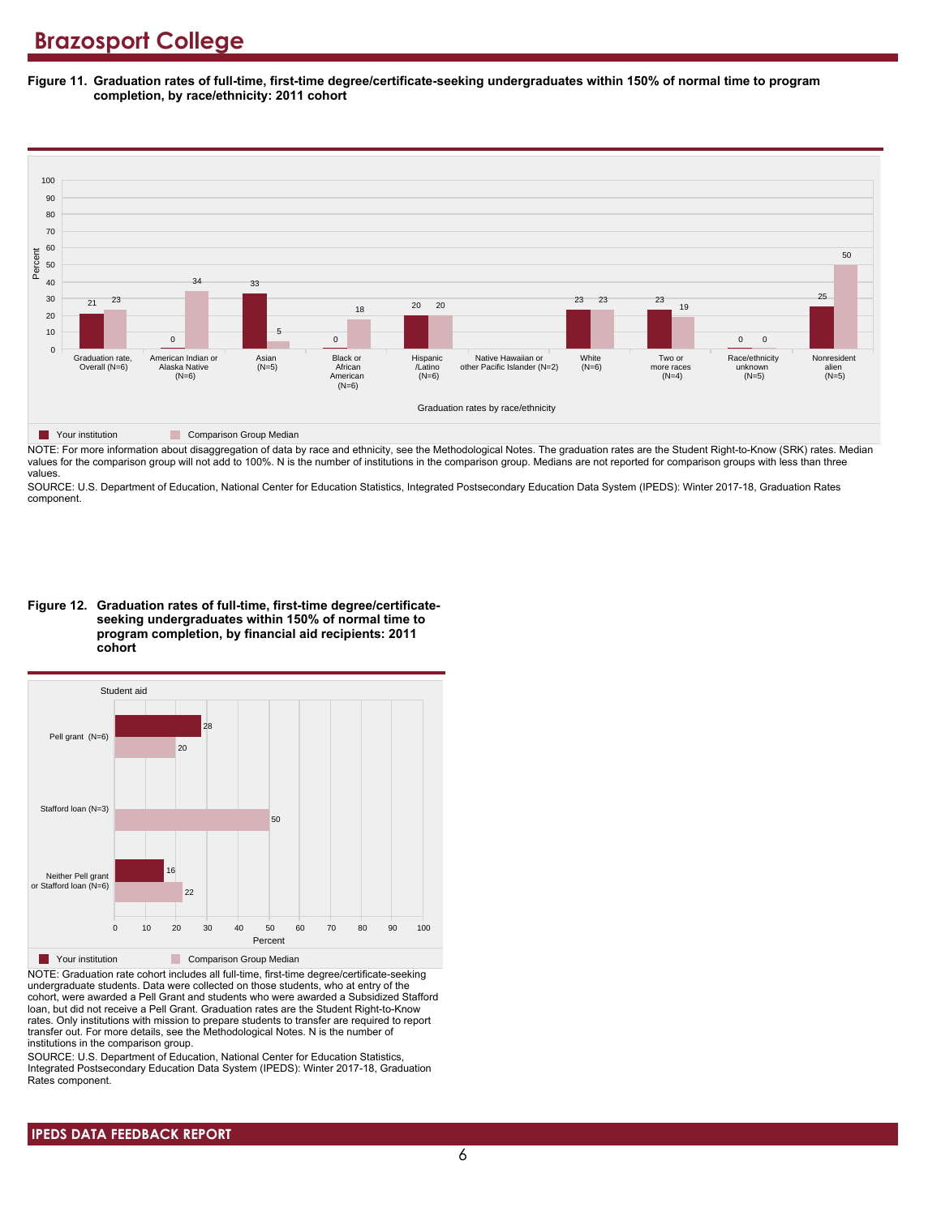# Brazosport College

**Figure 11. Graduation rates of full-time, first-time degree/certificate-seeking undergraduates within 150% of normal time to program completion, by race/ethnicity: 2011 cohort**

| Graduation rates by race/ethnicity | Your institution | Comparison Group Median |
|---|---|---|
| Graduation rate, Overall (N=6) | 21 | 23 |
| American Indian or Alaska Native (N=6) | 0 | 34 |
| Asian (N=5) | 33 | 5 |
| Black or African American (N=6) | 0 | 18 |
| Hispanic/Latino (N=6) | 20 | 20 |
| Native Hawaiian or other Pacific Islander (N=2) | | |
| White (N=6) | 23 | 23 |
| Two or more races (N=4) | 23 | 19 |
| Race/ethnicity unknown (N=5) | 0 | 0 |
| Nonresident alien (N=5) | 25 | 50 |

NOTE: For more information about disaggregation of data by race and ethnicity, see the Methodological Notes. The graduation rates are the Student Right-to-Know (SRK) rates. Median values for the comparison group will not add to 100%. N is the number of institutions in the comparison group. Medians are not reported for comparison groups with less than three values.

SOURCE: U.S. Department of Education, National Center for Education Statistics, Integrated Postsecondary Education Data System (IPEDS): Winter 2017-18, Graduation Rates component.

**Figure 12. Graduation rates of full-time, first-time degree/certificate-seeking undergraduates within 150% of normal time to program completion, by financial aid recipients: 2011 cohort**

| Student aid | Your institution | Comparison Group Median |
|---|---|---|
| Pell grant (N=6) | 28 | 20 |
| Stafford loan (N=3) | | 50 |
| Neither Pell grant or Stafford loan (N=6) | 16 | 22 |

NOTE: Graduation rate cohort includes all full-time, first-time degree/certificate-seeking undergraduate students. Data were collected on those students, who at entry of the cohort, were awarded a Pell Grant and students who were awarded a Subsidized Stafford loan, but did not receive a Pell Grant. Graduation rates are the Student Right-to-Know rates. Only institutions with mission to prepare students to transfer are required to report transfer out. For more details, see the Methodological Notes. N is the number of institutions in the comparison group.

SOURCE: U.S. Department of Education, National Center for Education Statistics, Integrated Postsecondary Education Data System (IPEDS): Winter 2017-18, Graduation Rates component.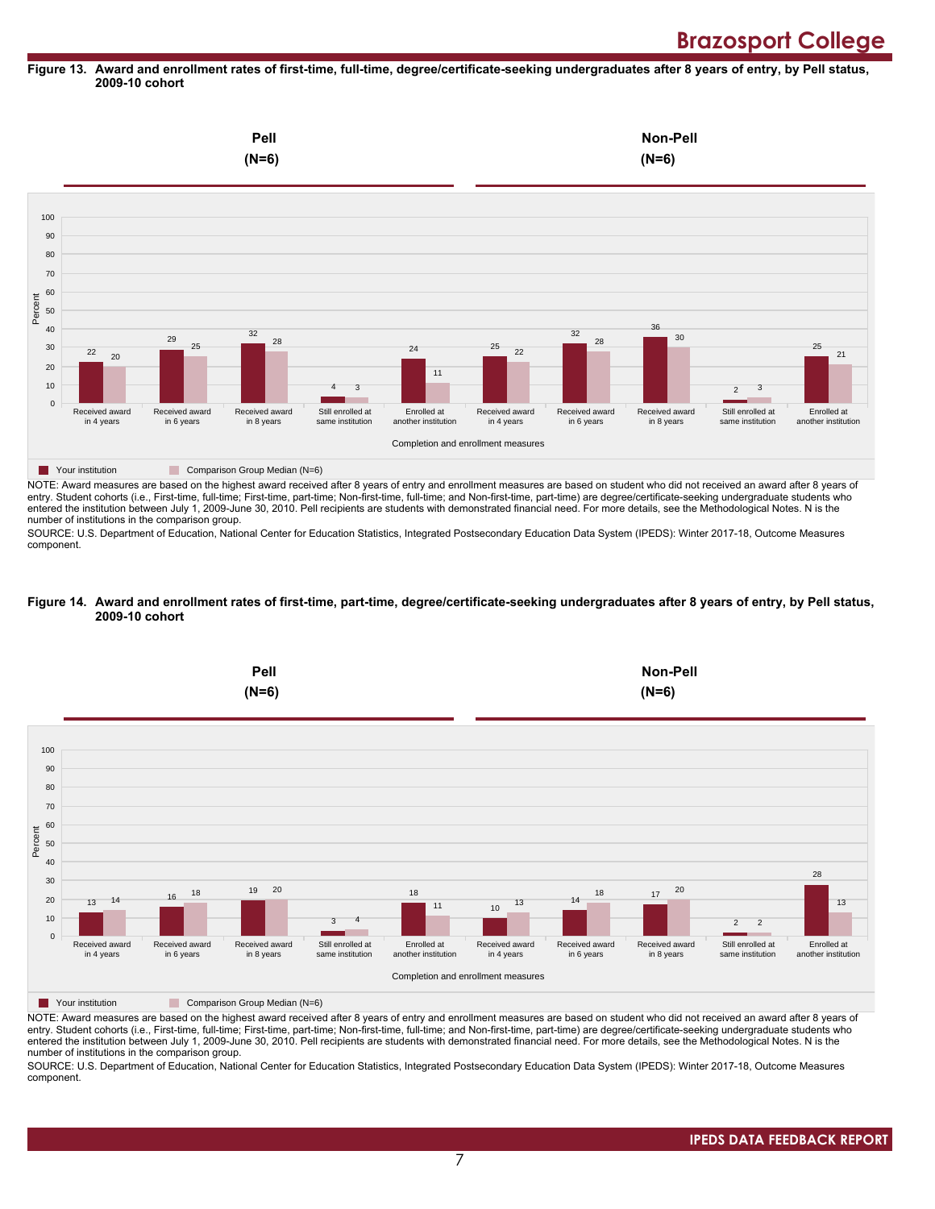**Figure 13. Award and enrollment rates of first-time, full-time, degree/certificate-seeking undergraduates after 8 years of entry, by Pell status, 2009-10 cohort**

| Completion and enrollment measures | Pell (N=6): Your institution | Pell (N=6): Comparison Group Median (N=6) | Non-Pell (N=6): Your institution | Non-Pell (N=6): Comparison Group Median (N=6) |
|---|---|---|---|---|
| Received award in 4 years | 22 | 20 | 25 | 22 |
| Received award in 6 years | 29 | 25 | 32 | 28 |
| Received award in 8 years | 32 | 28 | 36 | 30 |
| Still enrolled at same institution | 4 | 3 | 2 | 3 |
| Enrolled at another institution | 24 | 11 | 25 | 21 |

NOTE: Award measures are based on the highest award received after 8 years of entry and enrollment measures are based on student who did not received an award after 8 years of entry. Student cohorts (i.e., First-time, full-time; First-time, part-time; Non-first-time, full-time; and Non-first-time, part-time) are degree/certificate-seeking undergraduate students who entered the institution between July 1, 2009-June 30, 2010. Pell recipients are students with demonstrated financial need. For more details, see the Methodological Notes. N is the number of institutions in the comparison group.

SOURCE: U.S. Department of Education, National Center for Education Statistics, Integrated Postsecondary Education Data System (IPEDS): Winter 2017-18, Outcome Measures component.

**Figure 14. Award and enrollment rates of first-time, part-time, degree/certificate-seeking undergraduates after 8 years of entry, by Pell status, 2009-10 cohort**

| Completion and enrollment measures | Pell (N=6): Your institution | Pell (N=6): Comparison Group Median (N=6) | Non-Pell (N=6): Your institution | Non-Pell (N=6): Comparison Group Median (N=6) |
|---|---|---|---|---|
| Received award in 4 years | 13 | 14 | 10 | 13 |
| Received award in 6 years | 16 | 18 | 14 | 18 |
| Received award in 8 years | 19 | 20 | 17 | 20 |
| Still enrolled at same institution | 3 | 4 | 2 | 2 |
| Enrolled at another institution | 18 | 11 | 28 | 13 |

NOTE: Award measures are based on the highest award received after 8 years of entry and enrollment measures are based on student who did not received an award after 8 years of entry. Student cohorts (i.e., First-time, full-time; First-time, part-time; Non-first-time, full-time; and Non-first-time, part-time) are degree/certificate-seeking undergraduate students who entered the institution between July 1, 2009-June 30, 2010. Pell recipients are students with demonstrated financial need. For more details, see the Methodological Notes. N is the number of institutions in the comparison group.

SOURCE: U.S. Department of Education, National Center for Education Statistics, Integrated Postsecondary Education Data System (IPEDS): Winter 2017-18, Outcome Measures component.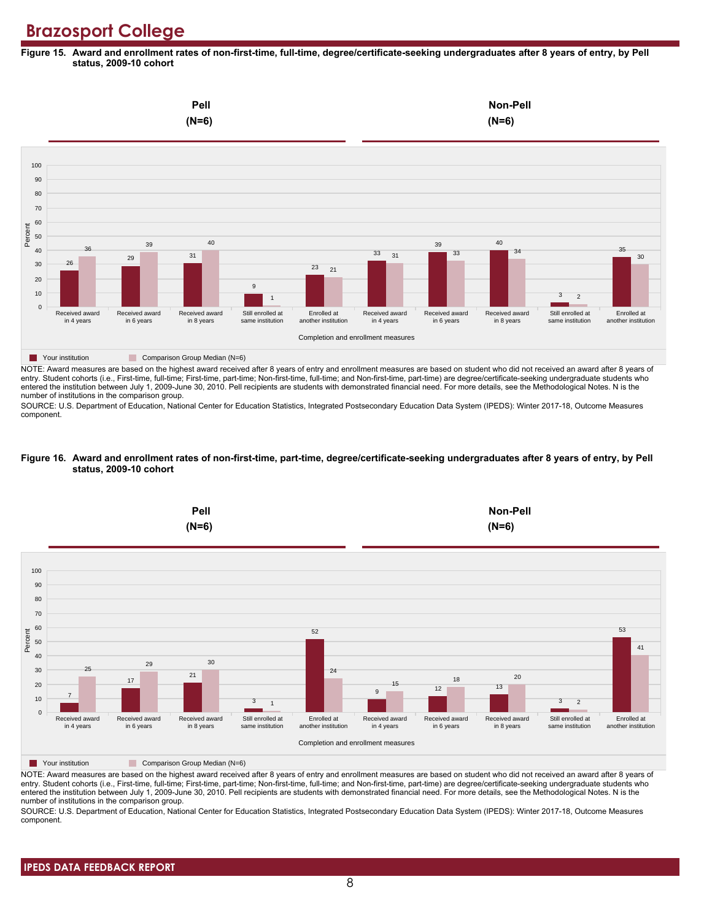# Brazosport College

**Figure 15. Award and enrollment rates of non-first-time, full-time, degree/certificate-seeking undergraduates after 8 years of entry, by Pell status, 2009-10 cohort**

| Completion and enrollment measures | Pell (N=6): Your institution | Pell (N=6): Comparison Group Median (N=6) | Non-Pell (N=6): Your institution | Non-Pell (N=6): Comparison Group Median (N=6) |
|---|---|---|---|---|
| Received award in 4 years | 26 | 36 | 33 | 31 |
| Received award in 6 years | 29 | 39 | 39 | 33 |
| Received award in 8 years | 31 | 40 | 40 | 34 |
| Still enrolled at same institution | 9 | 1 | 3 | 2 |
| Enrolled at another institution | 23 | 21 | 35 | 30 |

NOTE: Award measures are based on the highest award received after 8 years of entry and enrollment measures are based on student who did not received an award after 8 years of entry. Student cohorts (i.e., First-time, full-time; First-time, part-time; Non-first-time, full-time; and Non-first-time, part-time) are degree/certificate-seeking undergraduate students who entered the institution between July 1, 2009-June 30, 2010. Pell recipients are students with demonstrated financial need. For more details, see the Methodological Notes. N is the number of institutions in the comparison group.

SOURCE: U.S. Department of Education, National Center for Education Statistics, Integrated Postsecondary Education Data System (IPEDS): Winter 2017-18, Outcome Measures component.

**Figure 16. Award and enrollment rates of non-first-time, part-time, degree/certificate-seeking undergraduates after 8 years of entry, by Pell status, 2009-10 cohort**

| Completion and enrollment measures | Pell (N=6): Your institution | Pell (N=6): Comparison Group Median (N=6) | Non-Pell (N=6): Your institution | Non-Pell (N=6): Comparison Group Median (N=6) |
|---|---|---|---|---|
| Received award in 4 years | 7 | 25 | 9 | 15 |
| Received award in 6 years | 17 | 29 | 12 | 18 |
| Received award in 8 years | 21 | 30 | 13 | 20 |
| Still enrolled at same institution | 3 | 1 | 3 | 2 |
| Enrolled at another institution | 52 | 24 | 53 | 41 |

NOTE: Award measures are based on the highest award received after 8 years of entry and enrollment measures are based on student who did not received an award after 8 years of entry. Student cohorts (i.e., First-time, full-time; First-time, part-time; Non-first-time, full-time; and Non-first-time, part-time) are degree/certificate-seeking undergraduate students who entered the institution between July 1, 2009-June 30, 2010. Pell recipients are students with demonstrated financial need. For more details, see the Methodological Notes. N is the number of institutions in the comparison group.

SOURCE: U.S. Department of Education, National Center for Education Statistics, Integrated Postsecondary Education Data System (IPEDS): Winter 2017-18, Outcome Measures component.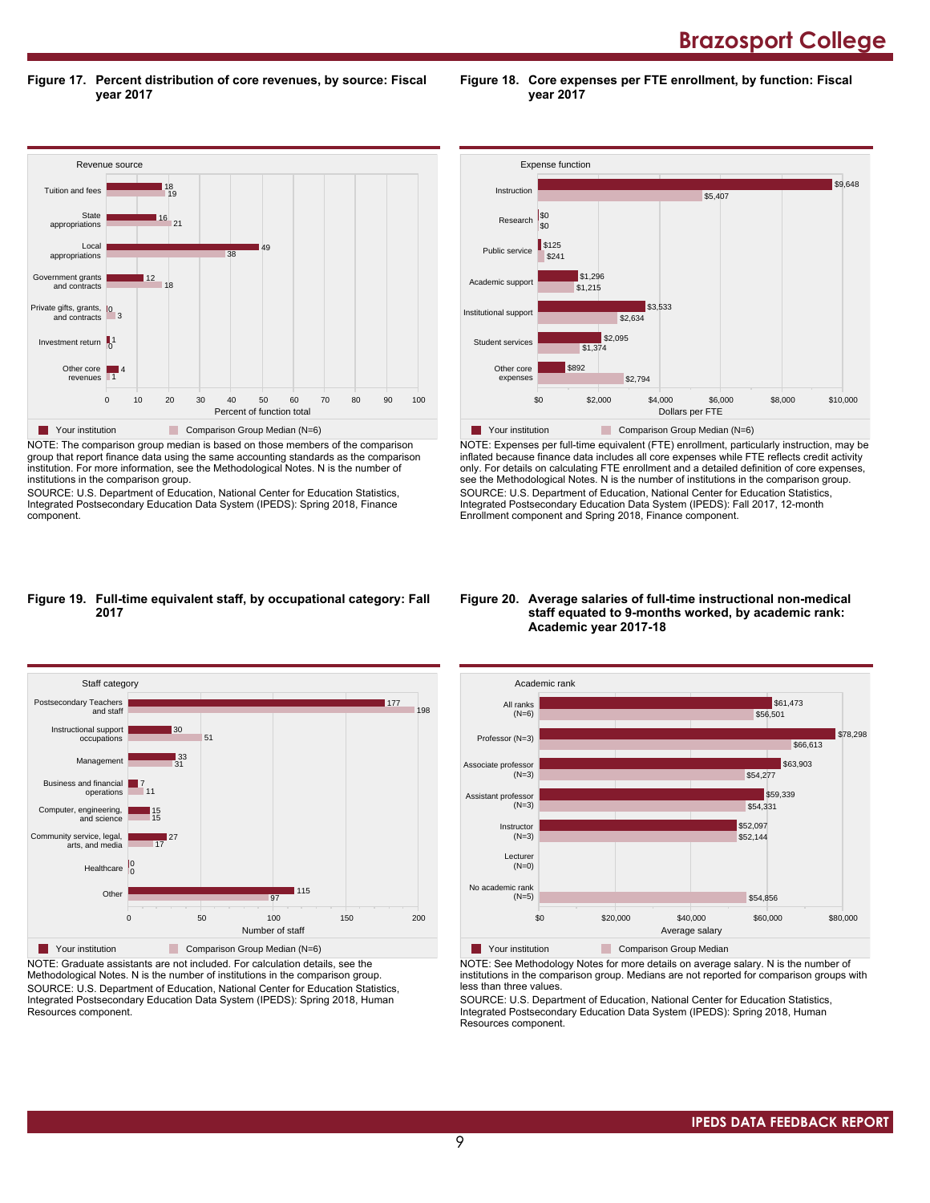# Brazosport College

**Figure 17. Percent distribution of core revenues, by source: Fiscal year 2017**

| Revenue source | Your institution | Comparison Group Median (N=6) |
|---|---|---|
| Tuition and fees | 18 | 19 |
| State appropriations | 16 | 21 |
| Local appropriations | 49 | 38 |
| Government grants and contracts | 12 | 18 |
| Private gifts, grants, and contracts | 0 | 3 |
| Investment return | 1 | 0 |
| Other core revenues | 4 | 1 |

Percent of function total

NOTE: The comparison group median is based on those members of the comparison group that report finance data using the same accounting standards as the comparison institution. For more information, see the Methodological Notes. N is the number of institutions in the comparison group.
SOURCE: U.S. Department of Education, National Center for Education Statistics, Integrated Postsecondary Education Data System (IPEDS): Spring 2018, Finance component.

**Figure 18. Core expenses per FTE enrollment, by function: Fiscal year 2017**

| Expense function | Your institution | Comparison Group Median (N=6) |
|---|---|---|
| Instruction | $9,648 | $5,407 |
| Research | $0 | $0 |
| Public service | $125 | $241 |
| Academic support | $1,296 | $1,215 |
| Institutional support | $3,533 | $2,634 |
| Student services | $2,095 | $1,374 |
| Other core expenses | $892 | $2,794 |

Dollars per FTE

NOTE: Expenses per full-time equivalent (FTE) enrollment, particularly instruction, may be inflated because finance data includes all core expenses while FTE reflects credit activity only. For details on calculating FTE enrollment and a detailed definition of core expenses, see the Methodological Notes. N is the number of institutions in the comparison group.
SOURCE: U.S. Department of Education, National Center for Education Statistics, Integrated Postsecondary Education Data System (IPEDS): Fall 2017, 12-month Enrollment component and Spring 2018, Finance component.

**Figure 19. Full-time equivalent staff, by occupational category: Fall 2017**

| Staff category | Your institution | Comparison Group Median (N=6) |
|---|---|---|
| Postsecondary Teachers and staff | 177 | 198 |
| Instructional support occupations | 30 | 51 |
| Management | 33 | 31 |
| Business and financial operations | 7 | 11 |
| Computer, engineering, and science | 15 | 15 |
| Community service, legal, arts, and media | 27 | 17 |
| Healthcare | 0 | 0 |
| Other | 115 | 97 |

Number of staff

NOTE: Graduate assistants are not included. For calculation details, see the Methodological Notes. N is the number of institutions in the comparison group.
SOURCE: U.S. Department of Education, National Center for Education Statistics, Integrated Postsecondary Education Data System (IPEDS): Spring 2018, Human Resources component.

**Figure 20. Average salaries of full-time instructional non-medical staff equated to 9-months worked, by academic rank: Academic year 2017-18**

| Academic rank | Your institution | Comparison Group Median |
|---|---|---|
| All ranks (N=6) | $61,473 | $56,501 |
| Professor (N=3) | $78,298 | $66,613 |
| Associate professor (N=3) | $63,903 | $54,277 |
| Assistant professor (N=3) | $59,339 | $54,331 |
| Instructor (N=3) | $52,097 | $52,144 |
| Lecturer (N=0) | | |
| No academic rank (N=5) | | $54,856 |

Average salary

NOTE: See Methodology Notes for more details on average salary. N is the number of institutions in the comparison group. Medians are not reported for comparison groups with less than three values.
SOURCE: U.S. Department of Education, National Center for Education Statistics, Integrated Postsecondary Education Data System (IPEDS): Spring 2018, Human Resources component.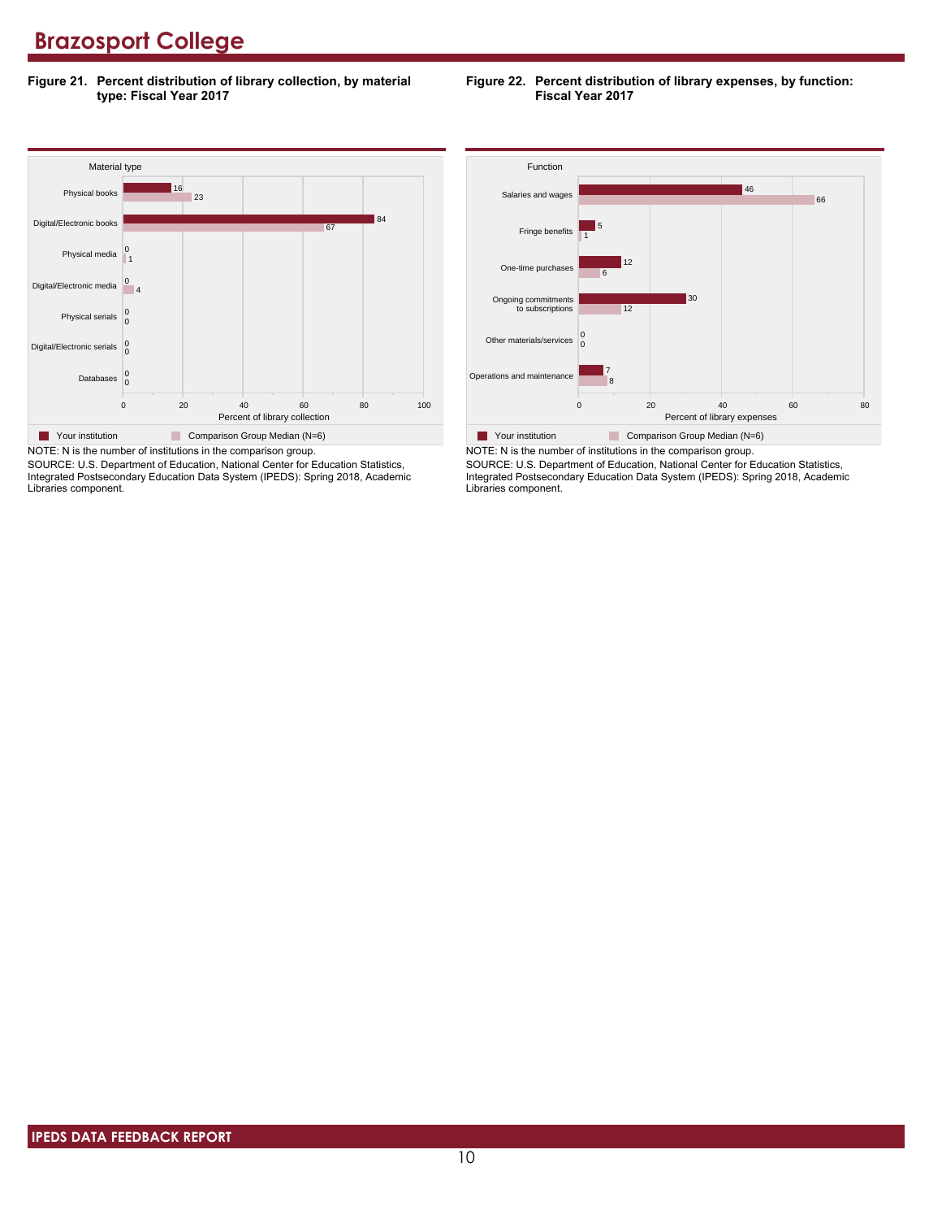# Brazosport College

**Figure 21. Percent distribution of library collection, by material type: Fiscal Year 2017**

| Material type | Your institution | Comparison Group Median (N=6) |
|---|---|---|
| Physical books | 16 | 23 |
| Digital/Electronic books | 84 | 67 |
| Physical media | 0 | 1 |
| Digital/Electronic media | 0 | 4 |
| Physical serials | 0 | 0 |
| Digital/Electronic serials | 0 | 0 |
| Databases | 0 | 0 |

Percent of library collection

NOTE: N is the number of institutions in the comparison group.
SOURCE: U.S. Department of Education, National Center for Education Statistics, Integrated Postsecondary Education Data System (IPEDS): Spring 2018, Academic Libraries component.

**Figure 22. Percent distribution of library expenses, by function: Fiscal Year 2017**

| Function | Your institution | Comparison Group Median (N=6) |
|---|---|---|
| Salaries and wages | 46 | 66 |
| Fringe benefits | 5 | 1 |
| One-time purchases | 12 | 6 |
| Ongoing commitments to subscriptions | 30 | 12 |
| Other materials/services | 0 | 0 |
| Operations and maintenance | 7 | 8 |

Percent of library expenses

NOTE: N is the number of institutions in the comparison group.
SOURCE: U.S. Department of Education, National Center for Education Statistics, Integrated Postsecondary Education Data System (IPEDS): Spring 2018, Academic Libraries component.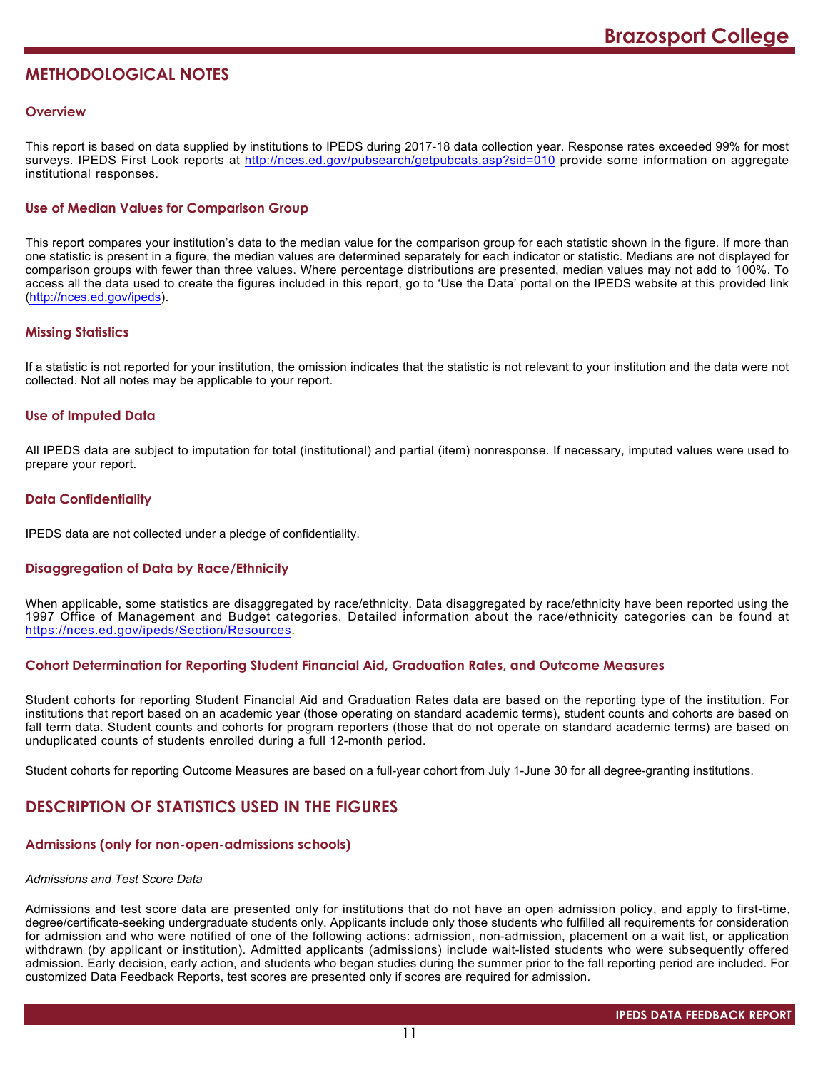# METHODOLOGICAL NOTES

## Overview

This report is based on data supplied by institutions to IPEDS during 2017-18 data collection year. Response rates exceeded 99% for most surveys. IPEDS First Look reports at http://nces.ed.gov/pubsearch/getpubcats.asp?sid=010 provide some information on aggregate institutional responses.

## Use of Median Values for Comparison Group

This report compares your institution's data to the median value for the comparison group for each statistic shown in the figure. If more than one statistic is present in a figure, the median values are determined separately for each indicator or statistic. Medians are not displayed for comparison groups with fewer than three values. Where percentage distributions are presented, median values may not add to 100%. To access all the data used to create the figures included in this report, go to 'Use the Data' portal on the IPEDS website at this provided link (http://nces.ed.gov/ipeds).

## Missing Statistics

If a statistic is not reported for your institution, the omission indicates that the statistic is not relevant to your institution and the data were not collected. Not all notes may be applicable to your report.

## Use of Imputed Data

All IPEDS data are subject to imputation for total (institutional) and partial (item) nonresponse. If necessary, imputed values were used to prepare your report.

## Data Confidentiality

IPEDS data are not collected under a pledge of confidentiality.

## Disaggregation of Data by Race/Ethnicity

When applicable, some statistics are disaggregated by race/ethnicity. Data disaggregated by race/ethnicity have been reported using the 1997 Office of Management and Budget categories. Detailed information about the race/ethnicity categories can be found at https://nces.ed.gov/ipeds/Section/Resources.

## Cohort Determination for Reporting Student Financial Aid, Graduation Rates, and Outcome Measures

Student cohorts for reporting Student Financial Aid and Graduation Rates data are based on the reporting type of the institution. For institutions that report based on an academic year (those operating on standard academic terms), student counts and cohorts are based on fall term data. Student counts and cohorts for program reporters (those that do not operate on standard academic terms) are based on unduplicated counts of students enrolled during a full 12-month period.

Student cohorts for reporting Outcome Measures are based on a full-year cohort from July 1-June 30 for all degree-granting institutions.

# DESCRIPTION OF STATISTICS USED IN THE FIGURES

## Admissions (only for non-open-admissions schools)

*Admissions and Test Score Data*

Admissions and test score data are presented only for institutions that do not have an open admission policy, and apply to first-time, degree/certificate-seeking undergraduate students only. Applicants include only those students who fulfilled all requirements for consideration for admission and who were notified of one of the following actions: admission, non-admission, placement on a wait list, or application withdrawn (by applicant or institution). Admitted applicants (admissions) include wait-listed students who were subsequently offered admission. Early decision, early action, and students who began studies during the summer prior to the fall reporting period are included. For customized Data Feedback Reports, test scores are presented only if scores are required for admission.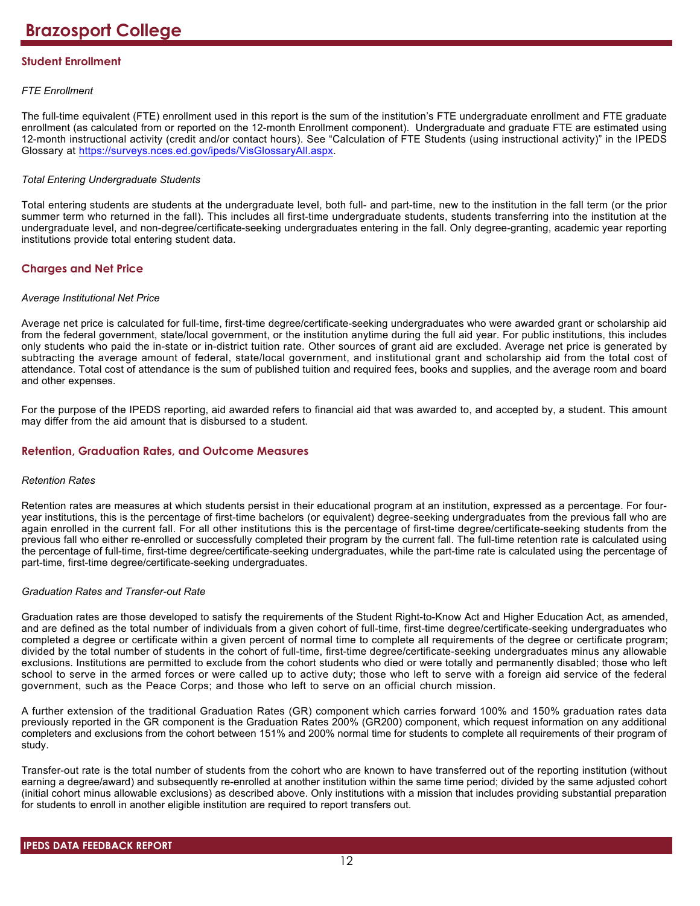# Brazosport College

## Student Enrollment

*FTE Enrollment*

The full-time equivalent (FTE) enrollment used in this report is the sum of the institution's FTE undergraduate enrollment and FTE graduate enrollment (as calculated from or reported on the 12-month Enrollment component). Undergraduate and graduate FTE are estimated using 12-month instructional activity (credit and/or contact hours). See "Calculation of FTE Students (using instructional activity)" in the IPEDS Glossary at https://surveys.nces.ed.gov/ipeds/VisGlossaryAll.aspx.

*Total Entering Undergraduate Students*

Total entering students are students at the undergraduate level, both full- and part-time, new to the institution in the fall term (or the prior summer term who returned in the fall). This includes all first-time undergraduate students, students transferring into the institution at the undergraduate level, and non-degree/certificate-seeking undergraduates entering in the fall. Only degree-granting, academic year reporting institutions provide total entering student data.

## Charges and Net Price

*Average Institutional Net Price*

Average net price is calculated for full-time, first-time degree/certificate-seeking undergraduates who were awarded grant or scholarship aid from the federal government, state/local government, or the institution anytime during the full aid year. For public institutions, this includes only students who paid the in-state or in-district tuition rate. Other sources of grant aid are excluded. Average net price is generated by subtracting the average amount of federal, state/local government, and institutional grant and scholarship aid from the total cost of attendance. Total cost of attendance is the sum of published tuition and required fees, books and supplies, and the average room and board and other expenses.

For the purpose of the IPEDS reporting, aid awarded refers to financial aid that was awarded to, and accepted by, a student. This amount may differ from the aid amount that is disbursed to a student.

## Retention, Graduation Rates, and Outcome Measures

*Retention Rates*

Retention rates are measures at which students persist in their educational program at an institution, expressed as a percentage. For four-year institutions, this is the percentage of first-time bachelors (or equivalent) degree-seeking undergraduates from the previous fall who are again enrolled in the current fall. For all other institutions this is the percentage of first-time degree/certificate-seeking students from the previous fall who either re-enrolled or successfully completed their program by the current fall. The full-time retention rate is calculated using the percentage of full-time, first-time degree/certificate-seeking undergraduates, while the part-time rate is calculated using the percentage of part-time, first-time degree/certificate-seeking undergraduates.

*Graduation Rates and Transfer-out Rate*

Graduation rates are those developed to satisfy the requirements of the Student Right-to-Know Act and Higher Education Act, as amended, and are defined as the total number of individuals from a given cohort of full-time, first-time degree/certificate-seeking undergraduates who completed a degree or certificate within a given percent of normal time to complete all requirements of the degree or certificate program; divided by the total number of students in the cohort of full-time, first-time degree/certificate-seeking undergraduates minus any allowable exclusions. Institutions are permitted to exclude from the cohort students who died or were totally and permanently disabled; those who left school to serve in the armed forces or were called up to active duty; those who left to serve with a foreign aid service of the federal government, such as the Peace Corps; and those who left to serve on an official church mission.

A further extension of the traditional Graduation Rates (GR) component which carries forward 100% and 150% graduation rates data previously reported in the GR component is the Graduation Rates 200% (GR200) component, which request information on any additional completers and exclusions from the cohort between 151% and 200% normal time for students to complete all requirements of their program of study.

Transfer-out rate is the total number of students from the cohort who are known to have transferred out of the reporting institution (without earning a degree/award) and subsequently re-enrolled at another institution within the same time period; divided by the same adjusted cohort (initial cohort minus allowable exclusions) as described above. Only institutions with a mission that includes providing substantial preparation for students to enroll in another eligible institution are required to report transfers out.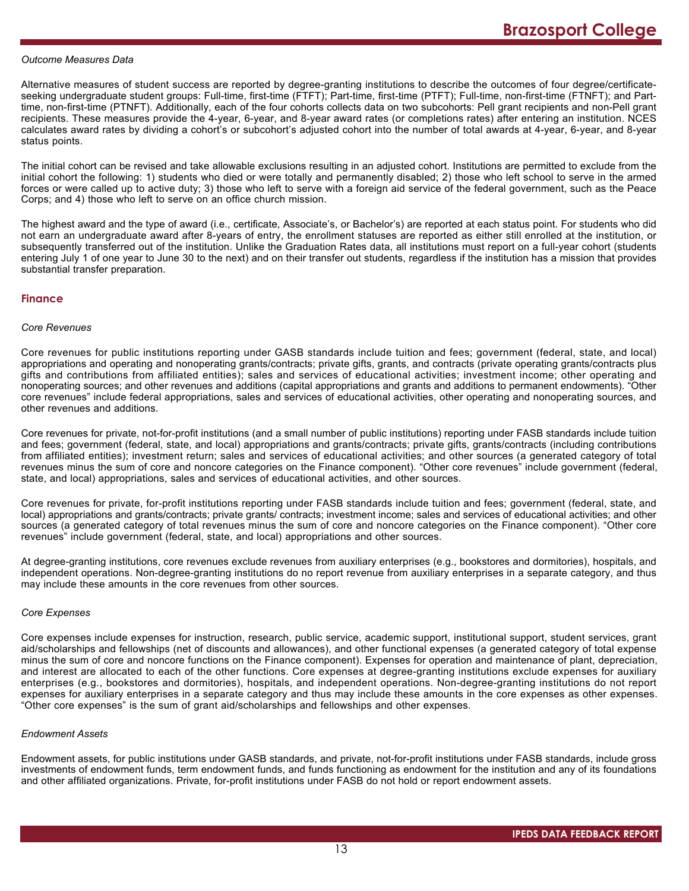*Outcome Measures Data*

Alternative measures of student success are reported by degree-granting institutions to describe the outcomes of four degree/certificate-seeking undergraduate student groups: Full-time, first-time (FTFT); Part-time, first-time (PTFT); Full-time, non-first-time (FTNFT); and Part-time, non-first-time (PTNFT). Additionally, each of the four cohorts collects data on two subcohorts: Pell grant recipients and non-Pell grant recipients. These measures provide the 4-year, 6-year, and 8-year award rates (or completions rates) after entering an institution. NCES calculates award rates by dividing a cohort's or subcohort's adjusted cohort into the number of total awards at 4-year, 6-year, and 8-year status points.

The initial cohort can be revised and take allowable exclusions resulting in an adjusted cohort. Institutions are permitted to exclude from the initial cohort the following: 1) students who died or were totally and permanently disabled; 2) those who left school to serve in the armed forces or were called up to active duty; 3) those who left to serve with a foreign aid service of the federal government, such as the Peace Corps; and 4) those who left to serve on an office church mission.

The highest award and the type of award (i.e., certificate, Associate's, or Bachelor's) are reported at each status point. For students who did not earn an undergraduate award after 8-years of entry, the enrollment statuses are reported as either still enrolled at the institution, or subsequently transferred out of the institution. Unlike the Graduation Rates data, all institutions must report on a full-year cohort (students entering July 1 of one year to June 30 to the next) and on their transfer out students, regardless if the institution has a mission that provides substantial transfer preparation.

## Finance

*Core Revenues*

Core revenues for public institutions reporting under GASB standards include tuition and fees; government (federal, state, and local) appropriations and operating and nonoperating grants/contracts; private gifts, grants, and contracts (private operating grants/contracts plus gifts and contributions from affiliated entities); sales and services of educational activities; investment income; other operating and nonoperating sources; and other revenues and additions (capital appropriations and grants and additions to permanent endowments). "Other core revenues" include federal appropriations, sales and services of educational activities, other operating and nonoperating sources, and other revenues and additions.

Core revenues for private, not-for-profit institutions (and a small number of public institutions) reporting under FASB standards include tuition and fees; government (federal, state, and local) appropriations and grants/contracts; private gifts, grants/contracts (including contributions from affiliated entities); investment return; sales and services of educational activities; and other sources (a generated category of total revenues minus the sum of core and noncore categories on the Finance component). "Other core revenues" include government (federal, state, and local) appropriations, sales and services of educational activities, and other sources.

Core revenues for private, for-profit institutions reporting under FASB standards include tuition and fees; government (federal, state, and local) appropriations and grants/contracts; private grants/ contracts; investment income; sales and services of educational activities; and other sources (a generated category of total revenues minus the sum of core and noncore categories on the Finance component). "Other core revenues" include government (federal, state, and local) appropriations and other sources.

At degree-granting institutions, core revenues exclude revenues from auxiliary enterprises (e.g., bookstores and dormitories), hospitals, and independent operations. Non-degree-granting institutions do no report revenue from auxiliary enterprises in a separate category, and thus may include these amounts in the core revenues from other sources.

*Core Expenses*

Core expenses include expenses for instruction, research, public service, academic support, institutional support, student services, grant aid/scholarships and fellowships (net of discounts and allowances), and other functional expenses (a generated category of total expense minus the sum of core and noncore functions on the Finance component). Expenses for operation and maintenance of plant, depreciation, and interest are allocated to each of the other functions. Core expenses at degree-granting institutions exclude expenses for auxiliary enterprises (e.g., bookstores and dormitories), hospitals, and independent operations. Non-degree-granting institutions do not report expenses for auxiliary enterprises in a separate category and thus may include these amounts in the core expenses as other expenses. "Other core expenses" is the sum of grant aid/scholarships and fellowships and other expenses.

*Endowment Assets*

Endowment assets, for public institutions under GASB standards, and private, not-for-profit institutions under FASB standards, include gross investments of endowment funds, term endowment funds, and funds functioning as endowment for the institution and any of its foundations and other affiliated organizations. Private, for-profit institutions under FASB do not hold or report endowment assets.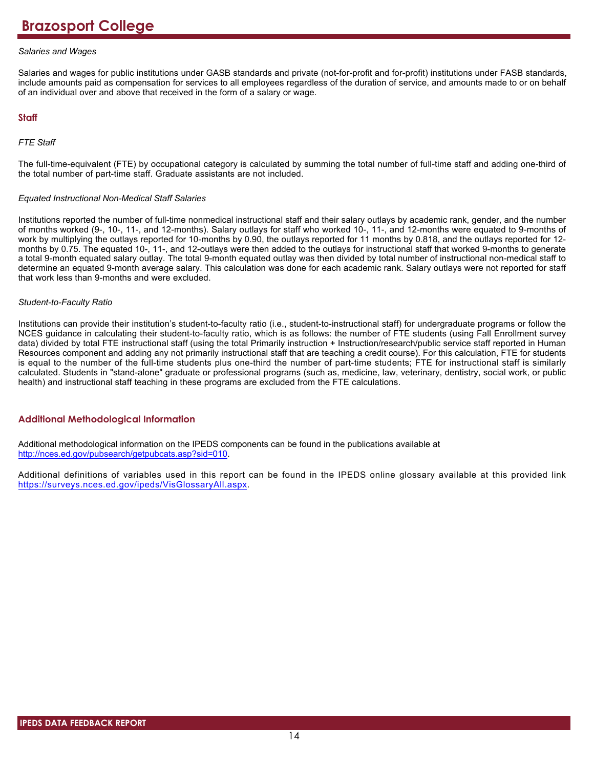*Salaries and Wages*

Salaries and wages for public institutions under GASB standards and private (not-for-profit and for-profit) institutions under FASB standards, include amounts paid as compensation for services to all employees regardless of the duration of service, and amounts made to or on behalf of an individual over and above that received in the form of a salary or wage.

## Staff

*FTE Staff*

The full-time-equivalent (FTE) by occupational category is calculated by summing the total number of full-time staff and adding one-third of the total number of part-time staff. Graduate assistants are not included.

*Equated Instructional Non-Medical Staff Salaries*

Institutions reported the number of full-time nonmedical instructional staff and their salary outlays by academic rank, gender, and the number of months worked (9-, 10-, 11-, and 12-months). Salary outlays for staff who worked 10-, 11-, and 12-months were equated to 9-months of work by multiplying the outlays reported for 10-months by 0.90, the outlays reported for 11 months by 0.818, and the outlays reported for 12-months by 0.75. The equated 10-, 11-, and 12-outlays were then added to the outlays for instructional staff that worked 9-months to generate a total 9-month equated salary outlay. The total 9-month equated outlay was then divided by total number of instructional non-medical staff to determine an equated 9-month average salary. This calculation was done for each academic rank. Salary outlays were not reported for staff that work less than 9-months and were excluded.

*Student-to-Faculty Ratio*

Institutions can provide their institution's student-to-faculty ratio (i.e., student-to-instructional staff) for undergraduate programs or follow the NCES guidance in calculating their student-to-faculty ratio, which is as follows: the number of FTE students (using Fall Enrollment survey data) divided by total FTE instructional staff (using the total Primarily instruction + Instruction/research/public service staff reported in Human Resources component and adding any not primarily instructional staff that are teaching a credit course). For this calculation, FTE for students is equal to the number of the full-time students plus one-third the number of part-time students; FTE for instructional staff is similarly calculated. Students in "stand-alone" graduate or professional programs (such as, medicine, law, veterinary, dentistry, social work, or public health) and instructional staff teaching in these programs are excluded from the FTE calculations.

## Additional Methodological Information

Additional methodological information on the IPEDS components can be found in the publications available at http://nces.ed.gov/pubsearch/getpubcats.asp?sid=010.

Additional definitions of variables used in this report can be found in the IPEDS online glossary available at this provided link https://surveys.nces.ed.gov/ipeds/VisGlossaryAll.aspx.